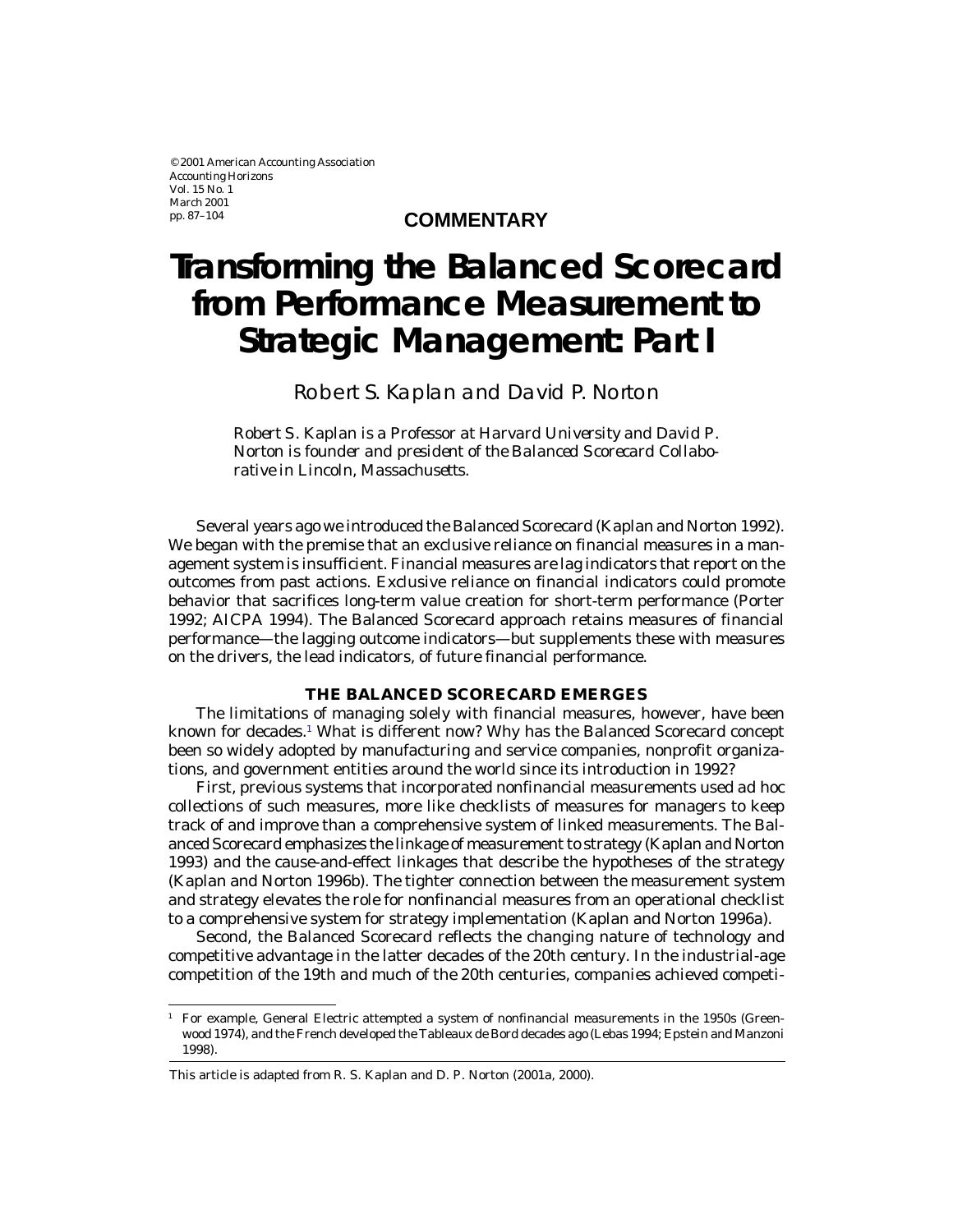**COMMENTARY**

# Transforming the Balanced Scorecard from Performance Measurement to Strategic Management: Part I

Robert S. Kaplan and David P. Norton

*Robert S. Kaplan is a Professor at Harvard University and David P. Norton is founder and president of the Balanced Scorecard Collaborative in Lincoln, Massachusetts.*

Several years ago we introduced the Balanced Scorecard (Kaplan and Norton 1992). We began with the premise that an exclusive reliance on financial measures in a management system is insufficient. Financial measures are lag indicators that report on the outcomes from past actions. Exclusive reliance on financial indicators could promote behavior that sacrifices long-term value creation for short-term performance (Porter 1992; AICPA 1994). The Balanced Scorecard approach retains measures of financial performance—the lagging outcome indicators—but supplements these with measures on the drivers, the lead indicators, of future financial performance.

## THE BALANCED SCORECARD EMERGES

The limitations of managing solely with financial measures, however, have been known for decades.[1] What is different now? Why has the Balanced Scorecard concept been so widely adopted by manufacturing and service companies, nonprofit organizations, and government entities around the world since its introduction in 1992?

First, previous systems that incorporated nonfinancial measurements used ad hoc collections of such measures, more like checklists of measures for managers to keep track of and improve than a comprehensive system of linked measurements. The Balanced Scorecard emphasizes the linkage of measurement to strategy (Kaplan and Norton 1993) and the cause-and-effect linkages that describe the hypotheses of the strategy (Kaplan and Norton 1996b). The tighter connection between the measurement system and strategy elevates the role for nonfinancial measures from an operational checklist to a comprehensive system for strategy implementation (Kaplan and Norton 1996a).

Second, the Balanced Scorecard reflects the changing nature of technology and competitive advantage in the latter decades of the 20th century. In the industrial-age competition of the 19th and much of the 20th centuries, companies achieved competi-

[1] For example, General Electric attempted a system of nonfinancial measurements in the 1950s (Greenwood 1974), and the French developed the Tableaux de Bord decades ago (Lebas 1994; Epstein and Manzoni 1998).

This article is adapted from R. S. Kaplan and D. P. Norton (2001a, 2000).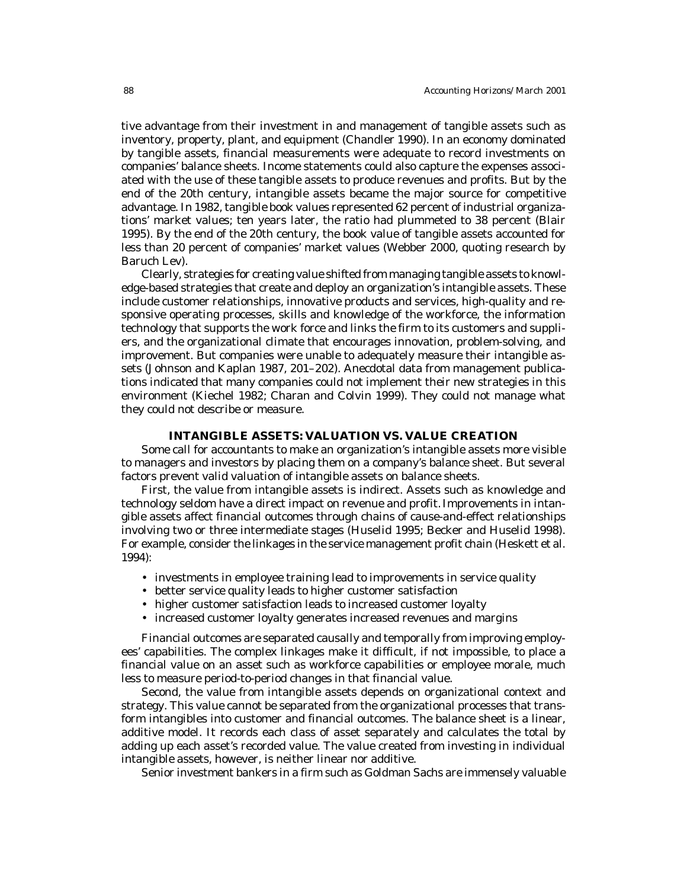tive advantage from their investment in and management of tangible assets such as inventory, property, plant, and equipment (Chandler 1990). In an economy dominated by tangible assets, financial measurements were adequate to record investments on companies' balance sheets. Income statements could also capture the expenses associated with the use of these tangible assets to produce revenues and profits. But by the end of the 20th century, intangible assets became the major source for competitive advantage. In 1982, tangible book values represented 62 percent of industrial organizations' market values; ten years later, the ratio had plummeted to 38 percent (Blair 1995). By the end of the 20th century, the book value of tangible assets accounted for less than 20 percent of companies' market values (Webber 2000, quoting research by Baruch Lev).

Clearly, strategies for creating value shifted from managing tangible assets to knowledge-based strategies that create and deploy an organization's intangible assets. These include customer relationships, innovative products and services, high-quality and responsive operating processes, skills and knowledge of the workforce, the information technology that supports the work force and links the firm to its customers and suppliers, and the organizational climate that encourages innovation, problem-solving, and improvement. But companies were unable to adequately measure their intangible assets (Johnson and Kaplan 1987, 201–202). Anecdotal data from management publications indicated that many companies could not implement their new strategies in this environment (Kiechel 1982; Charan and Colvin 1999). They could not manage what they could not describe or measure.

## INTANGIBLE ASSETS: VALUATION VS. VALUE CREATION

Some call for accountants to make an organization's intangible assets more visible to managers and investors by placing them on a company's balance sheet. But several factors prevent valid valuation of intangible assets on balance sheets.

First, the value from intangible assets is indirect. Assets such as knowledge and technology seldom have a direct impact on revenue and profit. Improvements in intangible assets affect financial outcomes through chains of cause-and-effect relationships involving two or three intermediate stages (Huselid 1995; Becker and Huselid 1998). For example, consider the linkages in the service management profit chain (Heskett et al. 1994):

- investments in employee training lead to improvements in service quality
- better service quality leads to higher customer satisfaction
- higher customer satisfaction leads to increased customer loyalty
- increased customer loyalty generates increased revenues and margins

Financial outcomes are separated causally and temporally from improving employees' capabilities. The complex linkages make it difficult, if not impossible, to place a financial value on an asset such as workforce capabilities or employee morale, much less to measure period-to-period changes in that financial value.

Second, the value from intangible assets depends on organizational context and strategy. This value cannot be separated from the organizational processes that transform intangibles into customer and financial outcomes. The balance sheet is a linear, additive model. It records each class of asset separately and calculates the total by adding up each asset's recorded value. The value created from investing in individual intangible assets, however, is neither linear nor additive.

Senior investment bankers in a firm such as Goldman Sachs are immensely valuable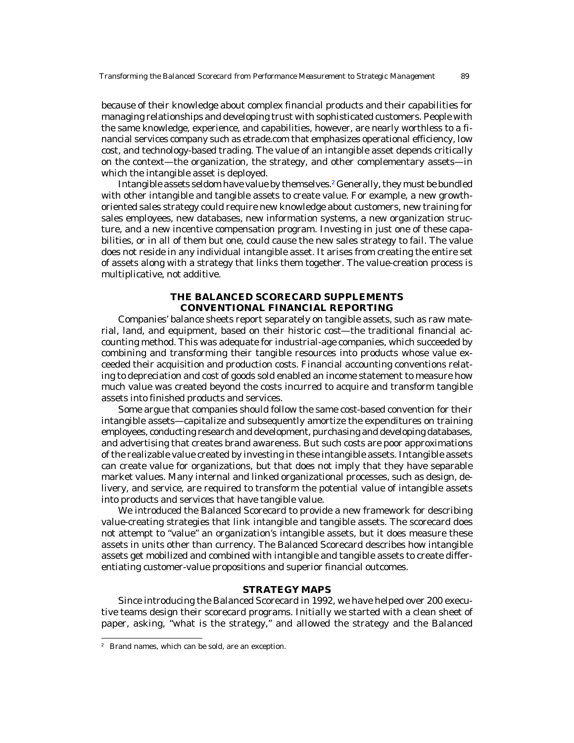because of their knowledge about complex financial products and their capabilities for managing relationships and developing trust with sophisticated customers. People with the same knowledge, experience, and capabilities, however, are nearly worthless to a financial services company such as etrade.com that emphasizes operational efficiency, low cost, and technology-based trading. The value of an intangible asset depends critically on the context—the organization, the strategy, and other complementary assets—in which the intangible asset is deployed.

Intangible assets seldom have value by themselves.[2] Generally, they must be bundled with other intangible and tangible assets to create value. For example, a new growth-oriented sales strategy could require new knowledge about customers, new training for sales employees, new databases, new information systems, a new organization structure, and a new incentive compensation program. Investing in just one of these capabilities, or in all of them but one, could cause the new sales strategy to fail. The value does not reside in any individual intangible asset. It arises from creating the entire set of assets along with a strategy that links them together. The value-creation process is multiplicative, not additive.

## THE BALANCED SCORECARD SUPPLEMENTS CONVENTIONAL FINANCIAL REPORTING

Companies' balance sheets report separately on tangible assets, such as raw material, land, and equipment, based on their historic cost—the traditional financial accounting method. This was adequate for industrial-age companies, which succeeded by combining and transforming their tangible resources into products whose value exceeded their acquisition and production costs. Financial accounting conventions relating to depreciation and cost of goods sold enabled an income statement to measure how much value was created beyond the costs incurred to acquire and transform tangible assets into finished products and services.

Some argue that companies should follow the same cost-based convention for their intangible assets—capitalize and subsequently amortize the expenditures on training employees, conducting research and development, purchasing and developing databases, and advertising that creates brand awareness. But such costs are poor approximations of the realizable value created by investing in these intangible assets. Intangible assets can create value for organizations, but that does not imply that they have separable market values. Many internal and linked organizational processes, such as design, delivery, and service, are required to transform the *potential* value of intangible assets into products and services that have tangible value.

We introduced the Balanced Scorecard to provide a new framework for describing value-creating strategies that link intangible and tangible assets. The scorecard does not attempt to "value" an organization's intangible assets, but it does measure these assets in units other than currency. The Balanced Scorecard describes how intangible assets get mobilized and combined with intangible and tangible assets to create differentiating customer-value propositions and superior financial outcomes.

## STRATEGY MAPS

Since introducing the Balanced Scorecard in 1992, we have helped over 200 executive teams design their scorecard programs. Initially we started with a clean sheet of paper, asking, "what is the strategy," and allowed the strategy and the Balanced

[2] Brand names, which can be sold, are an exception.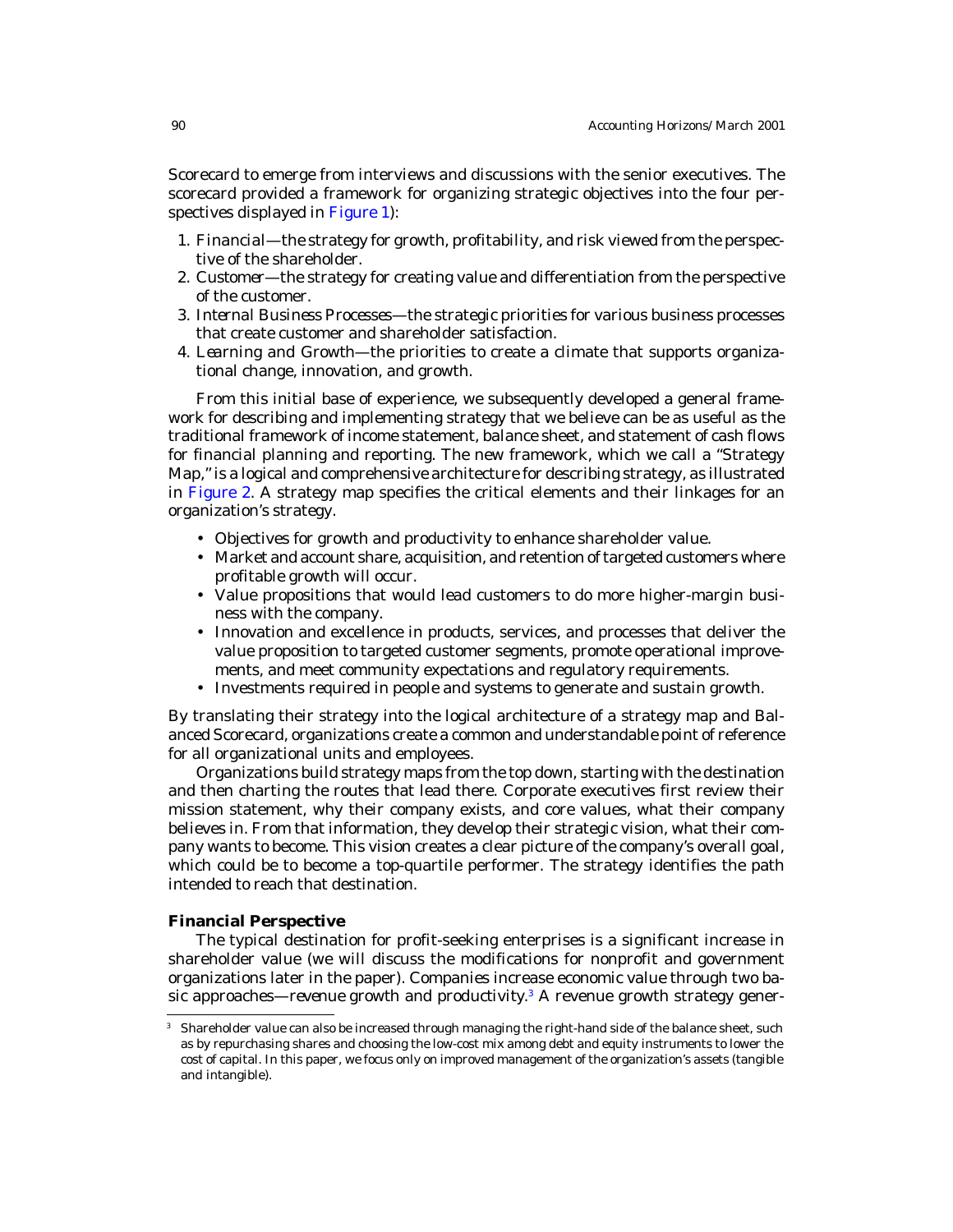Scorecard to emerge from interviews and discussions with the senior executives. The scorecard provided a framework for organizing strategic objectives into the four perspectives displayed in Figure 1):

1. *Financial*—the strategy for growth, profitability, and risk viewed from the perspective of the shareholder.
2. *Customer*—the strategy for creating value and differentiation from the perspective of the customer.
3. *Internal Business Processes*—the strategic priorities for various business processes that create customer and shareholder satisfaction.
4. *Learning and Growth*—the priorities to create a climate that supports organizational change, innovation, and growth.

From this initial base of experience, we subsequently developed a general framework for describing and implementing strategy that we believe can be as useful as the traditional framework of income statement, balance sheet, and statement of cash flows for financial planning and reporting. The new framework, which we call a "Strategy Map," is a logical and comprehensive architecture for describing strategy, as illustrated in Figure 2. A strategy map specifies the critical elements and their linkages for an organization's strategy.

- Objectives for growth and productivity to enhance shareholder value.
- Market and account share, acquisition, and retention of targeted customers where profitable growth will occur.
- Value propositions that would lead customers to do more higher-margin business with the company.
- Innovation and excellence in products, services, and processes that deliver the value proposition to targeted customer segments, promote operational improvements, and meet community expectations and regulatory requirements.
- Investments required in people and systems to generate and sustain growth.

By translating their strategy into the logical architecture of a strategy map and Balanced Scorecard, organizations create a common and understandable point of reference for all organizational units and employees.

Organizations build strategy maps from the top down, starting with the destination and then charting the routes that lead there. Corporate executives first review their mission statement, why their company exists, and core values, what their company believes in. From that information, they develop their strategic vision, what their company wants to become. This vision creates a clear picture of the company's overall goal, which could be to become a top-quartile performer. The strategy identifies the path intended to reach that destination.

### Financial Perspective

The typical destination for profit-seeking enterprises is a significant increase in shareholder value (we will discuss the modifications for nonprofit and government organizations later in the paper). Companies increase economic value through two basic approaches—*revenue growth* and *productivity*.[3] A revenue growth strategy gener-

[3] Shareholder value can also be increased through managing the right-hand side of the balance sheet, such as by repurchasing shares and choosing the low-cost mix among debt and equity instruments to lower the cost of capital. In this paper, we focus only on improved management of the organization's assets (tangible and intangible).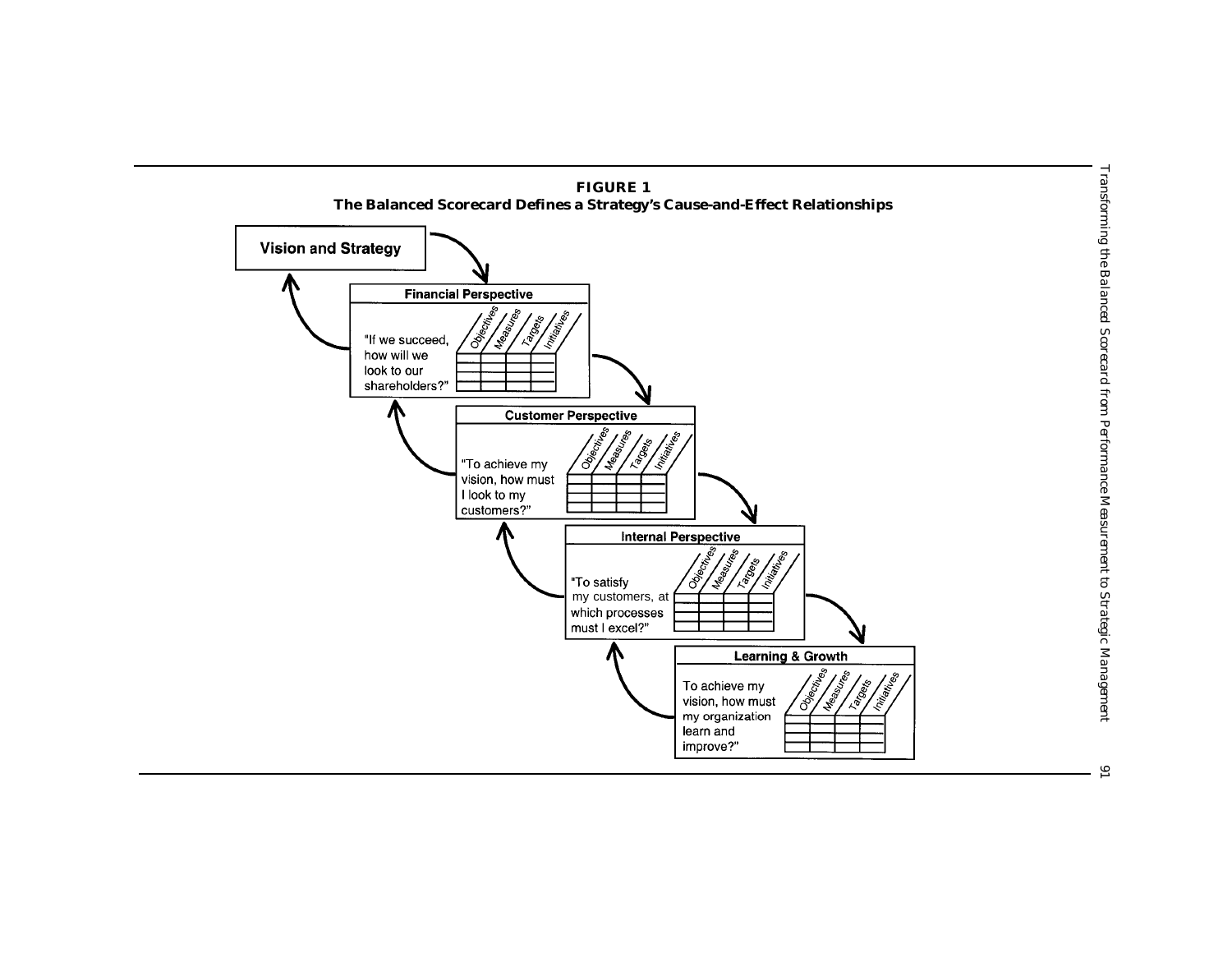**FIGURE 1**
**The Balanced Scorecard Defines a Strategy's Cause-and-Effect Relationships**

**Vision and Strategy**

**Financial Perspective**

"If we succeed, how will we look to our shareholders?"

| Objectives | Measures | Targets | Initiatives |
|---|---|---|---|
| | | | |
| | | | |
| | | | |
| | | | |

**Customer Perspective**

"To achieve my vision, how must I look to my customers?"

| Objectives | Measures | Targets | Initiatives |
|---|---|---|---|
| | | | |
| | | | |
| | | | |
| | | | |

**Internal Perspective**

"To satisfy my customers, at which processes must I excel?"

| Objectives | Measures | Targets | Initiatives |
|---|---|---|---|
| | | | |
| | | | |
| | | | |
| | | | |

**Learning & Growth**

To achieve my vision, how must my organization learn and improve?"

| Objectives | Measures | Targets | Initiatives |
|---|---|---|---|
| | | | |
| | | | |
| | | | |
| | | | |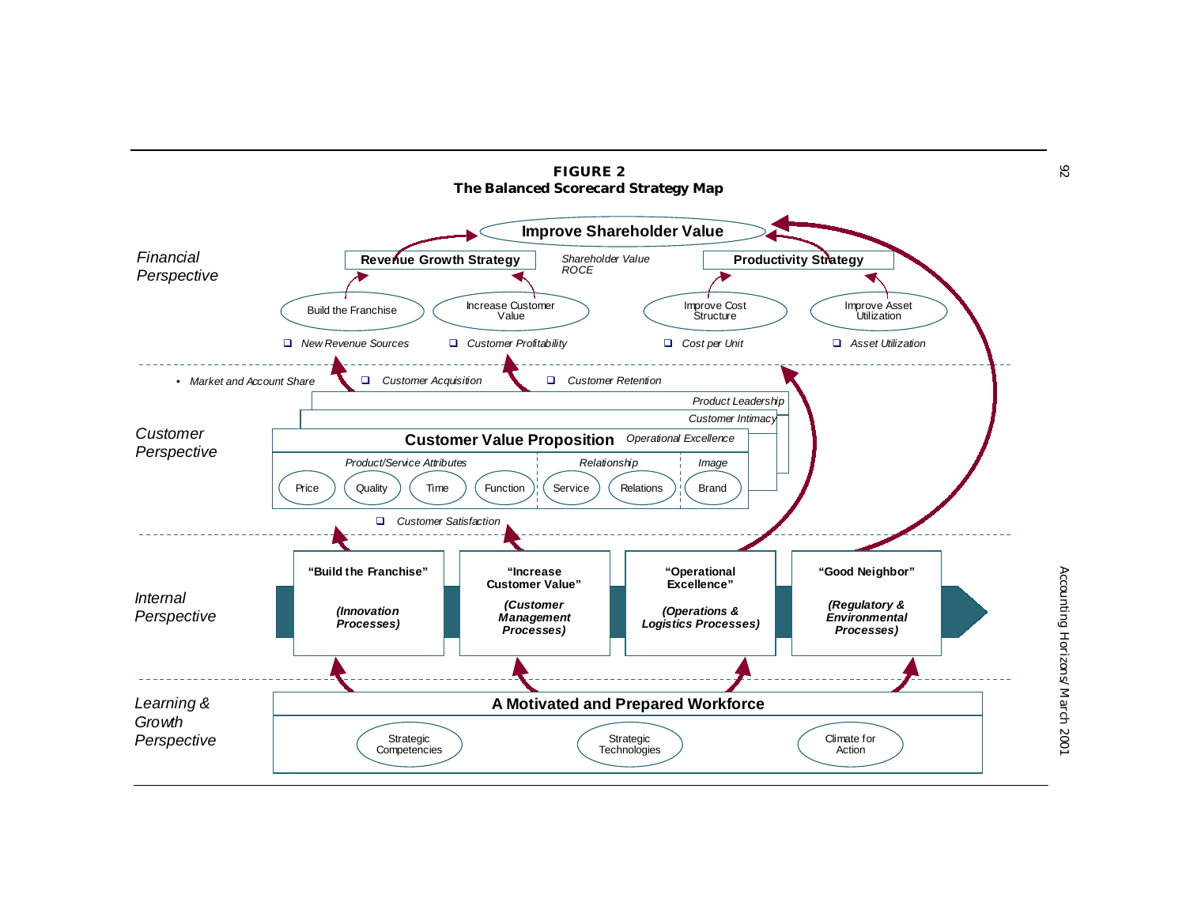**FIGURE 2**
**The Balanced Scorecard Strategy Map**

**Financial Perspective**

**Improve Shareholder Value**

*Shareholder Value*
*ROCE*

**Revenue Growth Strategy**
- Build the Franchise
  - *New Revenue Sources*
- Increase Customer Value
  - *Customer Profitability*

**Productivity Strategy**
- Improve Cost Structure
  - *Cost per Unit*
- Improve Asset Utilization
  - *Asset Utilization*

**Customer Perspective**

- *Market and Account Share*
- *Customer Acquisition*
- *Customer Retention*

**Customer Value Proposition**

*Product Leadership*
*Customer Intimacy*
*Operational Excellence*

| *Product/Service Attributes* | | | | *Relationship* | | *Image* |
|---|---|---|---|---|---|---|
| Price | Quality | Time | Function | Service | Relations | Brand |

- *Customer Satisfaction*

**Internal Perspective**

| **"Build the Franchise"** | **"Increase Customer Value"** | **"Operational Excellence"** | **"Good Neighbor"** |
|---|---|---|---|
| ***(Innovation Processes)*** | ***(Customer Management Processes)*** | ***(Operations & Logistics Processes)*** | ***(Regulatory & Environmental Processes)*** |

**Learning & Growth Perspective**

**A Motivated and Prepared Workforce**

| Strategic Competencies | Strategic Technologies | Climate for Action |
|---|---|---|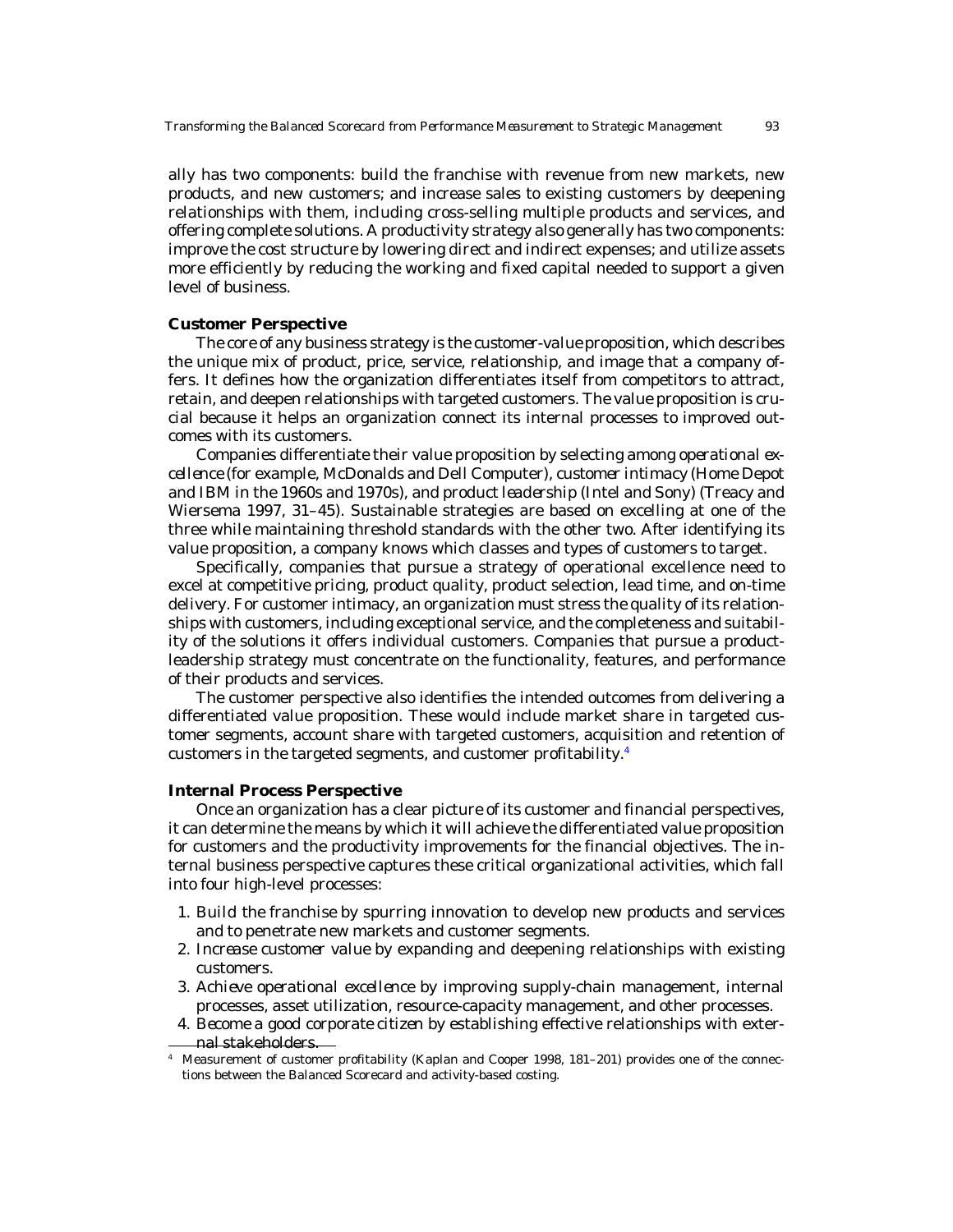ally has two components: build the franchise with revenue from new markets, new products, and new customers; and increase sales to existing customers by deepening relationships with them, including cross-selling multiple products and services, and offering complete solutions. A productivity strategy also generally has two components: improve the cost structure by lowering direct and indirect expenses; and utilize assets more efficiently by reducing the working and fixed capital needed to support a given level of business.

### Customer Perspective

The core of any business strategy is the *customer-value proposition*, which describes the unique mix of product, price, service, relationship, and image that a company offers. It defines how the organization differentiates itself from competitors to attract, retain, and deepen relationships with targeted customers. The value proposition is crucial because it helps an organization connect its internal processes to improved outcomes with its customers.

Companies differentiate their value proposition by selecting among *operational excellence* (for example, McDonalds and Dell Computer), *customer intimacy* (Home Depot and IBM in the 1960s and 1970s), and *product leadership* (Intel and Sony) (Treacy and Wiersema 1997, 31–45). Sustainable strategies are based on excelling at one of the three while maintaining threshold standards with the other two. After identifying its value proposition, a company knows which classes and types of customers to target.

Specifically, companies that pursue a strategy of operational excellence need to excel at competitive pricing, product quality, product selection, lead time, and on-time delivery. For customer intimacy, an organization must stress the quality of its relationships with customers, including exceptional service, and the completeness and suitability of the solutions it offers individual customers. Companies that pursue a product-leadership strategy must concentrate on the functionality, features, and performance of their products and services.

The customer perspective also identifies the intended outcomes from delivering a differentiated value proposition. These would include market share in targeted customer segments, account share with targeted customers, acquisition and retention of customers in the targeted segments, and customer profitability.[4]

### Internal Process Perspective

Once an organization has a clear picture of its customer and financial perspectives, it can determine the means by which it will achieve the differentiated value proposition for customers and the productivity improvements for the financial objectives. The internal business perspective captures these critical organizational activities, which fall into four high-level processes:

1. *Build the franchise* by spurring innovation to develop new products and services and to penetrate new markets and customer segments.
2. *Increase customer value* by expanding and deepening relationships with existing customers.
3. *Achieve operational excellence* by improving supply-chain management, internal processes, asset utilization, resource-capacity management, and other processes.
4. *Become a good corporate citizen* by establishing effective relationships with external stakeholders.

[4] Measurement of customer profitability (Kaplan and Cooper 1998, 181–201) provides one of the connections between the Balanced Scorecard and activity-based costing.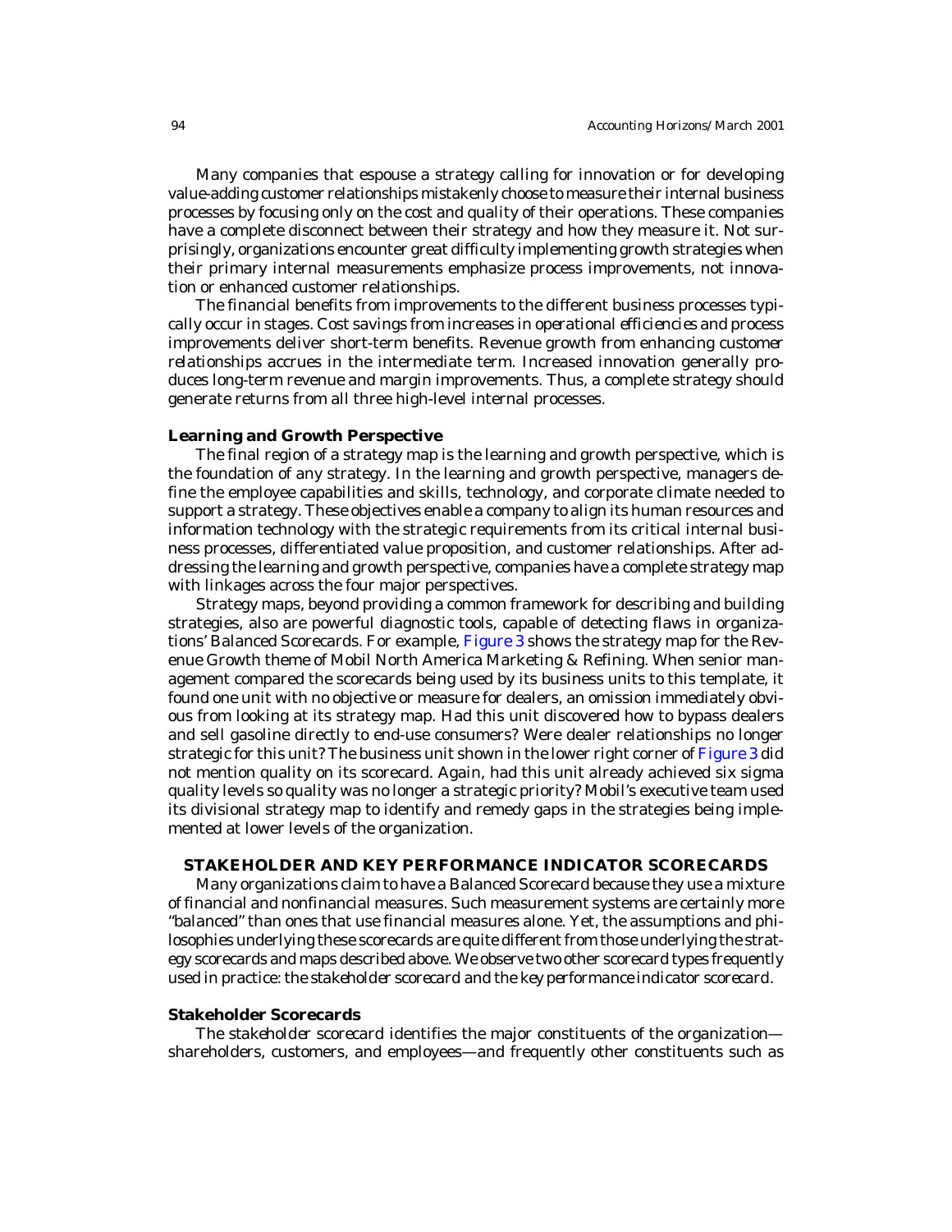Many companies that espouse a strategy calling for innovation or for developing value-adding customer relationships mistakenly choose to measure their internal business processes by focusing only on the cost and quality of their operations. These companies have a complete disconnect between their strategy and how they measure it. Not surprisingly, organizations encounter great difficulty implementing growth strategies when their primary internal measurements emphasize process improvements, not innovation or enhanced customer relationships.

The financial benefits from improvements to the different business processes typically occur in stages. Cost savings from increases in operational efficiencies and process improvements deliver short-term benefits. Revenue growth from enhancing customer relationships accrues in the intermediate term. Increased innovation generally produces long-term revenue and margin improvements. Thus, a complete strategy should generate returns from all three high-level internal processes.

### Learning and Growth Perspective

The final region of a strategy map is the learning and growth perspective, which is the foundation of any strategy. In the learning and growth perspective, managers define the employee capabilities and skills, technology, and corporate climate needed to support a strategy. These objectives enable a company to align its human resources and information technology with the strategic requirements from its critical internal business processes, differentiated value proposition, and customer relationships. After addressing the learning and growth perspective, companies have a complete strategy map with linkages across the four major perspectives.

Strategy maps, beyond providing a common framework for describing and building strategies, also are powerful diagnostic tools, capable of detecting flaws in organizations' Balanced Scorecards. For example, Figure 3 shows the strategy map for the Revenue Growth theme of Mobil North America Marketing & Refining. When senior management compared the scorecards being used by its business units to this template, it found one unit with no objective or measure for dealers, an omission immediately obvious from looking at its strategy map. Had this unit discovered how to bypass dealers and sell gasoline directly to end-use consumers? Were dealer relationships no longer strategic for this unit? The business unit shown in the lower right corner of Figure 3 did not mention quality on its scorecard. Again, had this unit already achieved six sigma quality levels so quality was no longer a strategic priority? Mobil's executive team used its divisional strategy map to identify and remedy gaps in the strategies being implemented at lower levels of the organization.

## STAKEHOLDER AND KEY PERFORMANCE INDICATOR SCORECARDS

Many organizations claim to have a Balanced Scorecard because they use a mixture of financial and nonfinancial measures. Such measurement systems are certainly more "balanced" than ones that use financial measures alone. Yet, the assumptions and philosophies underlying these scorecards are quite different from those underlying the strategy scorecards and maps described above. We observe two other scorecard types frequently used in practice: the *stakeholder scorecard* and the *key performance indicator scorecard*.

### Stakeholder Scorecards

The *stakeholder scorecard* identifies the major constituents of the organization—shareholders, customers, and employees—and frequently other constituents such as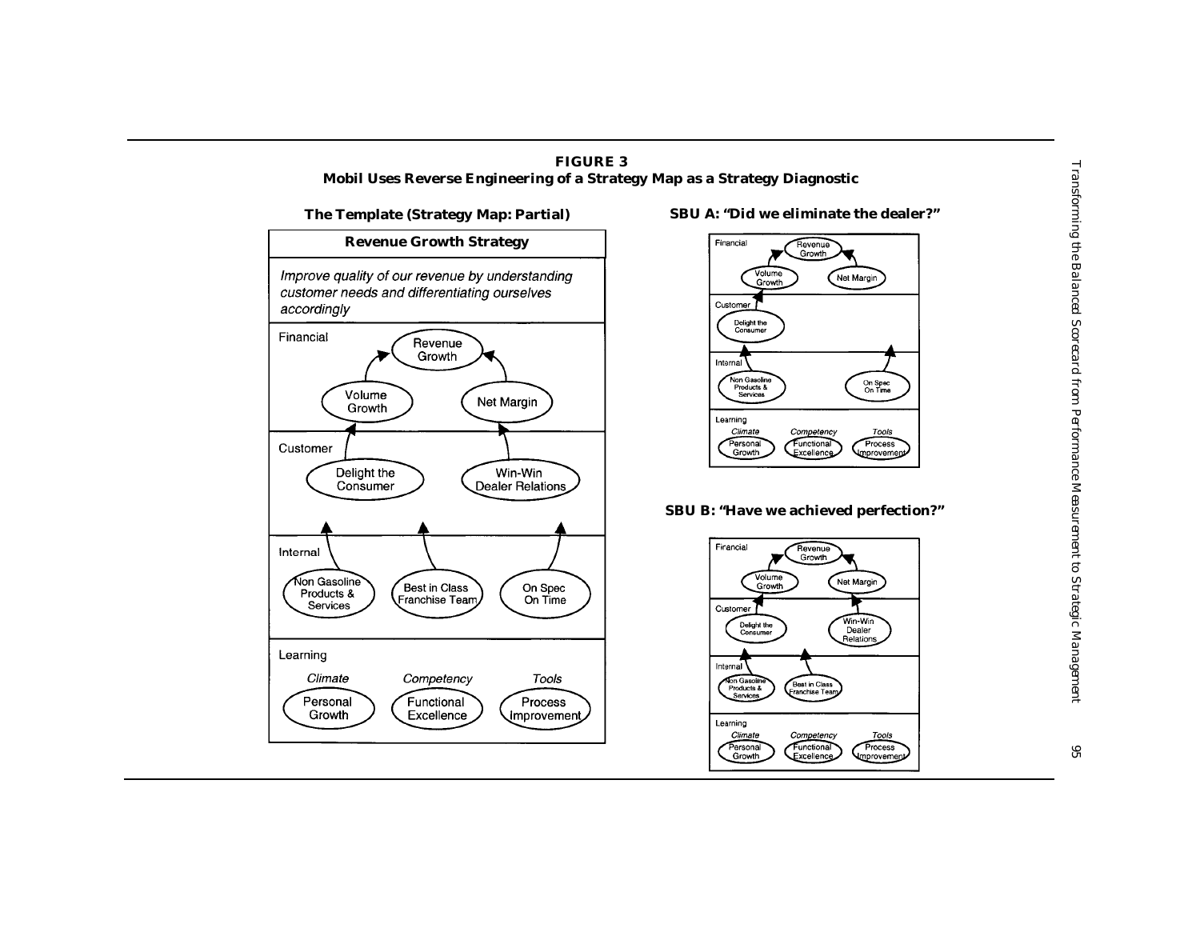**FIGURE 3**
**Mobil Uses Reverse Engineering of a Strategy Map as a Strategy Diagnostic**

**The Template (Strategy Map: Partial)**

**Revenue Growth Strategy**

*Improve quality of our revenue by understanding customer needs and differentiating ourselves accordingly*

Financial: Revenue Growth; Volume Growth; Net Margin

Customer: Delight the Consumer; Win-Win Dealer Relations

Internal: Non Gasoline Products & Services; Best in Class Franchise Team; On Spec On Time

Learning: *Climate* — Personal Growth; *Competency* — Functional Excellence; *Tools* — Process Improvement

**SBU A: "Did we eliminate the dealer?"**

Financial: Revenue Growth; Volume Growth; Net Margin

Customer: Delight the Consumer

Internal: Non Gasoline Products & Services; On Spec On Time

Learning: *Climate* — Personal Growth; *Competency* — Functional Excellence; *Tools* — Process Improvement

**SBU B: "Have we achieved perfection?"**

Financial: Revenue Growth; Volume Growth; Net Margin

Customer: Delight the Consumer; Win-Win Dealer Relations

Internal: Non Gasoline Products & Services; Best in Class Franchise Team

Learning: *Climate* — Personal Growth; *Competency* — Functional Excellence; *Tools* — Process Improvement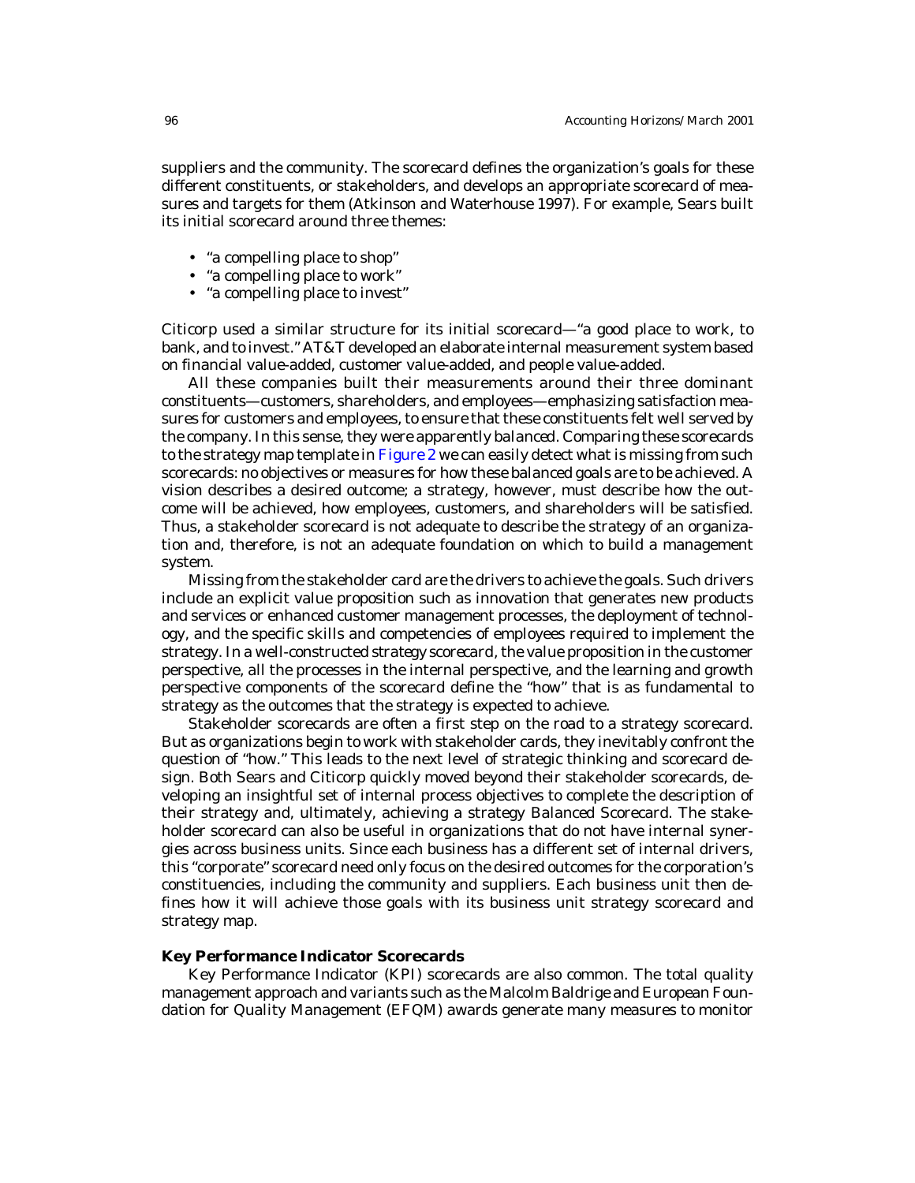suppliers and the community. The scorecard defines the organization's goals for these different constituents, or stakeholders, and develops an appropriate scorecard of measures and targets for them (Atkinson and Waterhouse 1997). For example, Sears built its initial scorecard around three themes:

- "a compelling place to shop"
- "a compelling place to work"
- "a compelling place to invest"

Citicorp used a similar structure for its initial scorecard—"a good place to work, to bank, and to invest." AT&T developed an elaborate internal measurement system based on financial value-added, customer value-added, and people value-added.

All these companies built their measurements around their three dominant constituents—customers, shareholders, and employees—emphasizing satisfaction measures for customers and employees, to ensure that these constituents felt well served by the company. In this sense, they were apparently *balanced*. Comparing these scorecards to the strategy map template in Figure 2 we can easily detect what is missing from such scorecards: no objectives or measures for how these balanced goals are to be achieved. A vision describes a desired outcome; a strategy, however, must describe how the outcome will be achieved, how employees, customers, and shareholders will be satisfied. Thus, a stakeholder scorecard is not adequate to describe the strategy of an organization and, therefore, is not an adequate foundation on which to build a management system.

Missing from the stakeholder card are the drivers to achieve the goals. Such drivers include an explicit value proposition such as innovation that generates new products and services or enhanced customer management processes, the deployment of technology, and the specific skills and competencies of employees required to implement the strategy. In a well-constructed strategy scorecard, the value proposition in the customer perspective, all the processes in the internal perspective, and the learning and growth perspective components of the scorecard define the "how" that is as fundamental to strategy as the outcomes that the strategy is expected to achieve.

Stakeholder scorecards are often a first step on the road to a strategy scorecard. But as organizations begin to work with stakeholder cards, they inevitably confront the question of "how." This leads to the next level of strategic thinking and scorecard design. Both Sears and Citicorp quickly moved beyond their stakeholder scorecards, developing an insightful set of internal process objectives to complete the description of their strategy and, ultimately, achieving a strategy Balanced Scorecard. The stakeholder scorecard can also be useful in organizations that do not have internal synergies across business units. Since each business has a different set of internal drivers, this "corporate" scorecard need only focus on the desired outcomes for the corporation's constituencies, including the community and suppliers. Each business unit then defines how it will achieve those goals with its business unit strategy scorecard and strategy map.

### Key Performance Indicator Scorecards

Key Performance Indicator (KPI) scorecards are also common. The total quality management approach and variants such as the Malcolm Baldrige and European Foundation for Quality Management (EFQM) awards generate many measures to monitor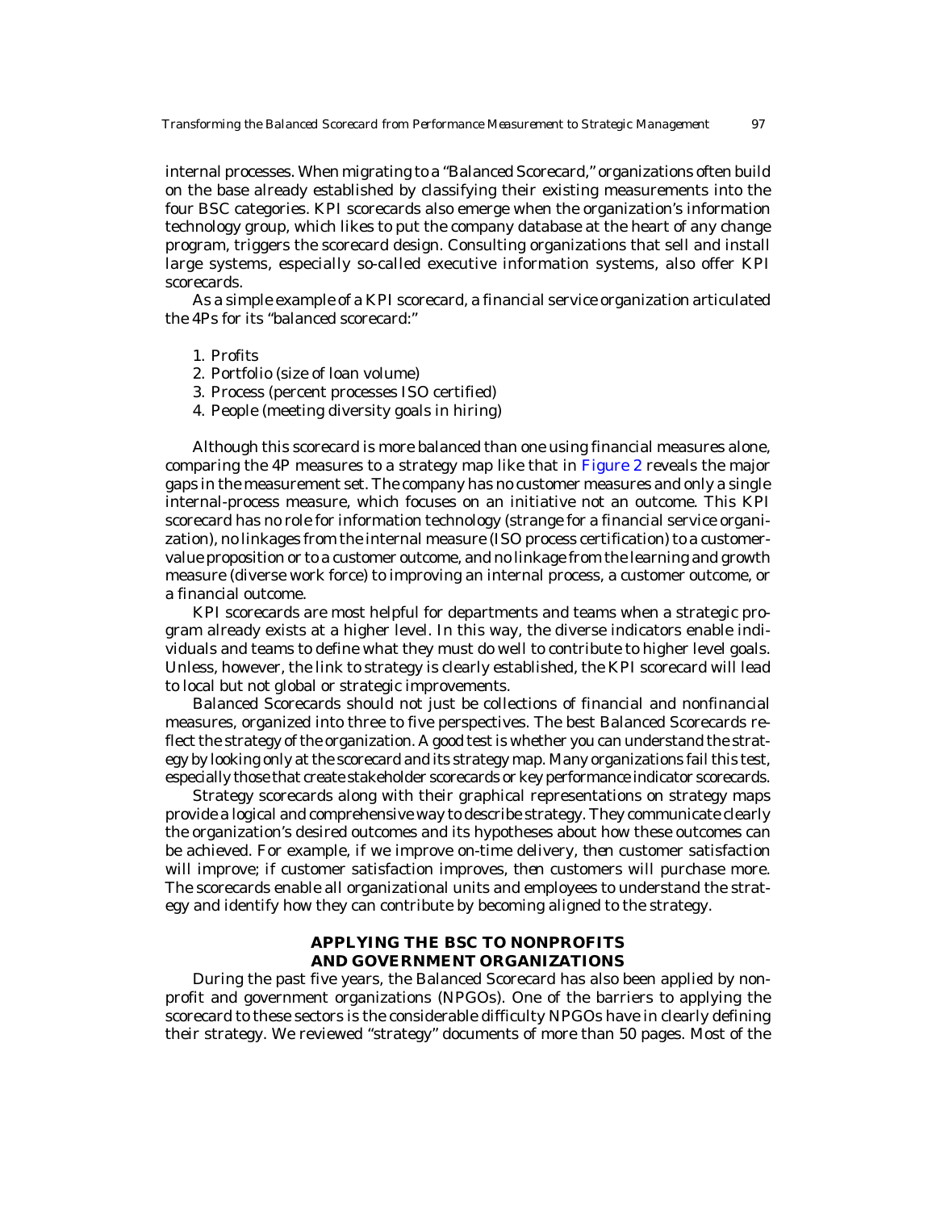internal processes. When migrating to a "Balanced Scorecard," organizations often build on the base already established by classifying their existing measurements into the four BSC categories. KPI scorecards also emerge when the organization's information technology group, which likes to put the company database at the heart of any change program, triggers the scorecard design. Consulting organizations that sell and install large systems, especially so-called executive information systems, also offer KPI scorecards.

As a simple example of a KPI scorecard, a financial service organization articulated the 4Ps for its "balanced scorecard:"

1. Profits
2. Portfolio (size of loan volume)
3. Process (percent processes ISO certified)
4. People (meeting diversity goals in hiring)

Although this scorecard is more balanced than one using financial measures alone, comparing the 4P measures to a strategy map like that in Figure 2 reveals the major gaps in the measurement set. The company has no customer measures and only a single internal-process measure, which focuses on an initiative not an outcome. This KPI scorecard has no role for information technology (strange for a financial service organization), no linkages from the internal measure (ISO process certification) to a customer-value proposition or to a customer outcome, and no linkage from the learning and growth measure (diverse work force) to improving an internal process, a customer outcome, or a financial outcome.

KPI scorecards are most helpful for departments and teams when a strategic program already exists at a higher level. In this way, the diverse indicators enable individuals and teams to define what they must do well to contribute to higher level goals. Unless, however, the link to strategy is clearly established, the KPI scorecard will lead to local but not global or strategic improvements.

Balanced Scorecards should not just be collections of financial and nonfinancial measures, organized into three to five perspectives. The best Balanced Scorecards reflect the strategy of the organization. A good test is whether you can understand the strategy by looking only at the scorecard and its strategy map. Many organizations fail this test, especially those that create stakeholder scorecards or key performance indicator scorecards.

Strategy scorecards along with their graphical representations on strategy maps provide a logical and comprehensive way to describe strategy. They communicate clearly the organization's desired outcomes and its hypotheses about how these outcomes can be achieved. For example, if we improve on-time delivery, then customer satisfaction will improve; if customer satisfaction improves, then customers will purchase more. The scorecards enable all organizational units and employees to understand the strategy and identify how they can contribute by becoming aligned to the strategy.

## APPLYING THE BSC TO NONPROFITS AND GOVERNMENT ORGANIZATIONS

During the past five years, the Balanced Scorecard has also been applied by nonprofit and government organizations (NPGOs). One of the barriers to applying the scorecard to these sectors is the considerable difficulty NPGOs have in clearly defining their strategy. We reviewed "strategy" documents of more than 50 pages. Most of the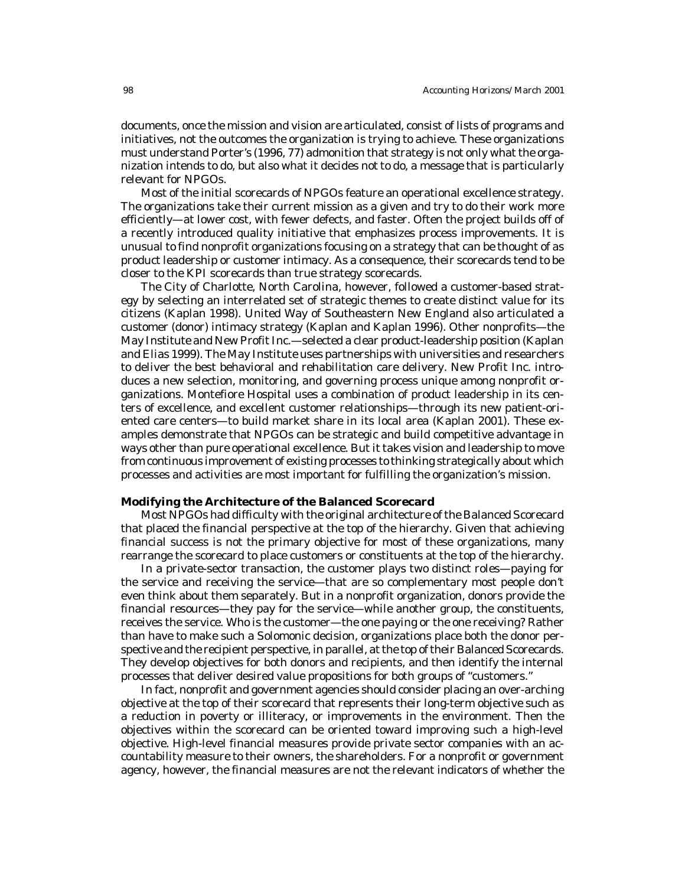documents, once the mission and vision are articulated, consist of lists of programs and initiatives, not the outcomes the organization is trying to achieve. These organizations must understand Porter's (1996, 77) admonition that strategy is not only what the organization intends to do, but also what it decides not to do, a message that is particularly relevant for NPGOs.

Most of the initial scorecards of NPGOs feature an operational excellence strategy. The organizations take their current mission as a given and try to do their work more efficiently—at lower cost, with fewer defects, and faster. Often the project builds off of a recently introduced quality initiative that emphasizes process improvements. It is unusual to find nonprofit organizations focusing on a strategy that can be thought of as product leadership or customer intimacy. As a consequence, their scorecards tend to be closer to the KPI scorecards than true strategy scorecards.

The City of Charlotte, North Carolina, however, followed a customer-based strategy by selecting an interrelated set of strategic themes to create distinct value for its citizens (Kaplan 1998). United Way of Southeastern New England also articulated a customer (donor) intimacy strategy (Kaplan and Kaplan 1996). Other nonprofits—the May Institute and New Profit Inc.—selected a clear product-leadership position (Kaplan and Elias 1999). The May Institute uses partnerships with universities and researchers to deliver the best behavioral and rehabilitation care delivery. New Profit Inc. introduces a new selection, monitoring, and governing process unique among nonprofit organizations. Montefiore Hospital uses a combination of product leadership in its centers of excellence, and excellent customer relationships—through its new patient-oriented care centers—to build market share in its local area (Kaplan 2001). These examples demonstrate that NPGOs can be strategic and build competitive advantage in ways other than pure operational excellence. But it takes vision and leadership to move from continuous improvement of existing processes to thinking strategically about which processes and activities are most important for fulfilling the organization's mission.

### Modifying the Architecture of the Balanced Scorecard

Most NPGOs had difficulty with the original architecture of the Balanced Scorecard that placed the financial perspective at the top of the hierarchy. Given that achieving financial success is not the primary objective for most of these organizations, many rearrange the scorecard to place customers or constituents at the top of the hierarchy.

In a private-sector transaction, the customer plays two distinct roles—paying for the service and receiving the service—that are so complementary most people don't even think about them separately. But in a nonprofit organization, donors provide the financial resources—they pay for the service—while another group, the constituents, receives the service. Who is the customer—the one paying or the one receiving? Rather than have to make such a Solomonic decision, organizations place both the donor perspective and the recipient perspective, in parallel, at the top of their Balanced Scorecards. They develop objectives for both donors and recipients, and then identify the internal processes that deliver desired value propositions for both groups of "customers."

In fact, nonprofit and government agencies should consider placing an over-arching objective at the top of their scorecard that represents their long-term objective such as a reduction in poverty or illiteracy, or improvements in the environment. Then the objectives within the scorecard can be oriented toward improving such a high-level objective. High-level financial measures provide private sector companies with an accountability measure to their owners, the shareholders. For a nonprofit or government agency, however, the financial measures are not the relevant indicators of whether the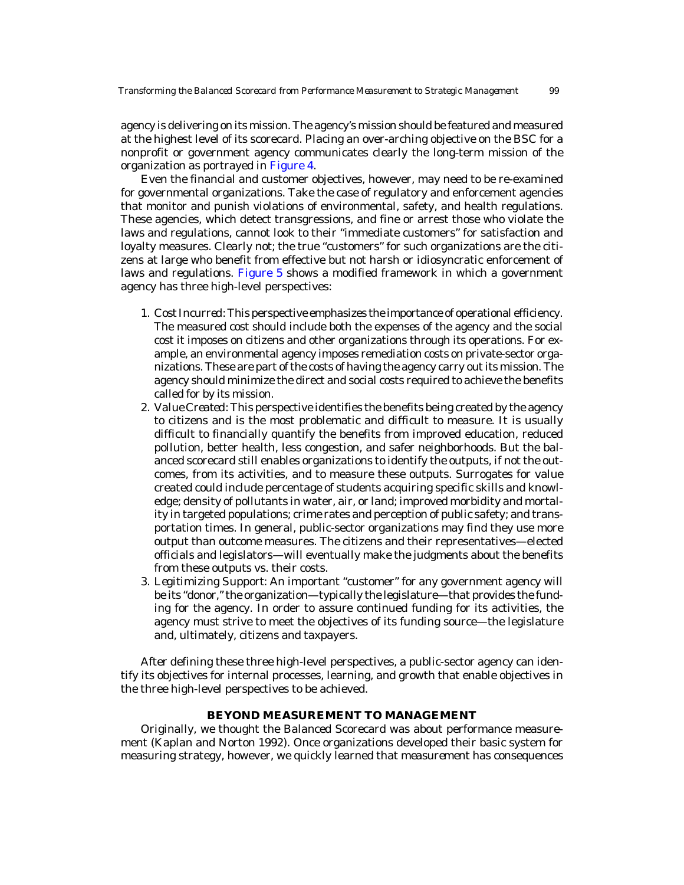agency is delivering on its mission. The agency's mission should be featured and measured at the highest level of its scorecard. Placing an over-arching objective on the BSC for a nonprofit or government agency communicates clearly the long-term mission of the organization as portrayed in Figure 4.

Even the financial and customer objectives, however, may need to be re-examined for governmental organizations. Take the case of regulatory and enforcement agencies that monitor and punish violations of environmental, safety, and health regulations. These agencies, which detect transgressions, and fine or arrest those who violate the laws and regulations, cannot look to their "immediate customers" for satisfaction and loyalty measures. Clearly not; the true "customers" for such organizations are the citizens at large who benefit from effective but not harsh or idiosyncratic enforcement of laws and regulations. Figure 5 shows a modified framework in which a government agency has three high-level perspectives:

1. *Cost Incurred*: This perspective emphasizes the importance of operational efficiency. The measured cost should include both the expenses of the agency and the social cost it imposes on citizens and other organizations through its operations. For example, an environmental agency imposes remediation costs on private-sector organizations. These are part of the costs of having the agency carry out its mission. The agency should minimize the direct and social costs required to achieve the benefits called for by its mission.
2. *Value Created*: This perspective identifies the benefits being created by the agency to citizens and is the most problematic and difficult to measure. It is usually difficult to financially quantify the benefits from improved education, reduced pollution, better health, less congestion, and safer neighborhoods. But the balanced scorecard still enables organizations to identify the outputs, if not the outcomes, from its activities, and to measure these outputs. Surrogates for value created could include percentage of students acquiring specific skills and knowledge; density of pollutants in water, air, or land; improved morbidity and mortality in targeted populations; crime rates and perception of public safety; and transportation times. In general, public-sector organizations may find they use more output than outcome measures. The citizens and their representatives—elected officials and legislators—will eventually make the judgments about the benefits from these outputs vs. their costs.
3. *Legitimizing Support*: An important "customer" for any government agency will be its "donor," the organization—typically the legislature—that provides the funding for the agency. In order to assure continued funding for its activities, the agency must strive to meet the objectives of its funding source—the legislature and, ultimately, citizens and taxpayers.

After defining these three high-level perspectives, a public-sector agency can identify its objectives for internal processes, learning, and growth that enable objectives in the three high-level perspectives to be achieved.

## BEYOND MEASUREMENT TO MANAGEMENT

Originally, we thought the Balanced Scorecard was about performance measurement (Kaplan and Norton 1992). Once organizations developed their basic system for measuring strategy, however, we quickly learned that *measurement has consequences*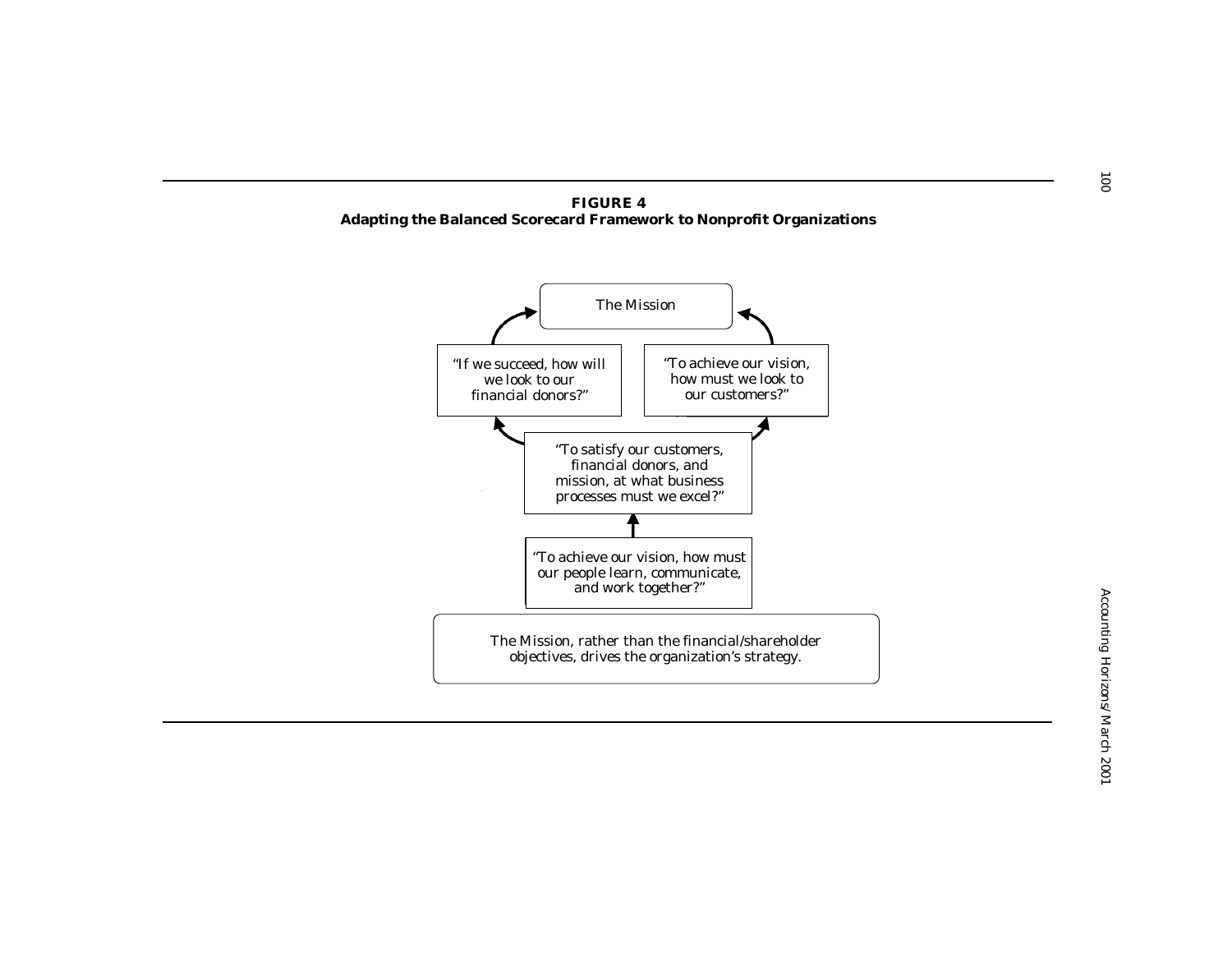**FIGURE 4**
**Adapting the Balanced Scorecard Framework to Nonprofit Organizations**

The Mission

"If we succeed, how will we look to our financial donors?"

"To achieve our vision, how must we look to our customers?"

"To satisfy our customers, financial donors, and mission, at what business processes must we excel?"

"To achieve our vision, how must our people learn, communicate, and work together?"

The Mission, rather than the financial/shareholder objectives, drives the organization's strategy.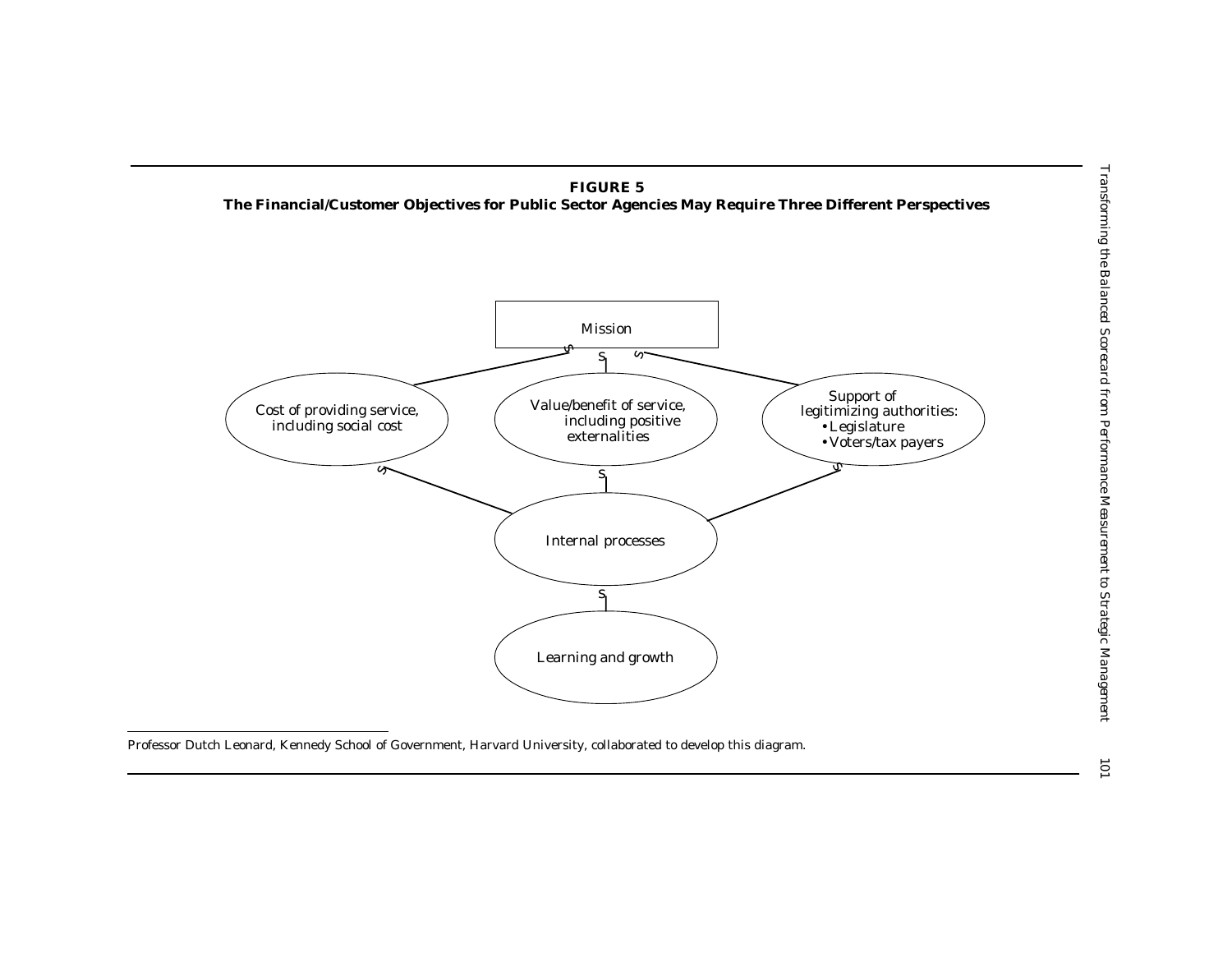**FIGURE 5**

**The Financial/Customer Objectives for Public Sector Agencies May Require Three Different Perspectives**

Mission

Cost of providing service, including social cost

Value/benefit of service, including positive externalities

Support of legitimizing authorities:
- Legislature
- Voters/tax payers

Internal processes

Learning and growth

Professor Dutch Leonard, Kennedy School of Government, Harvard University, collaborated to develop this diagram.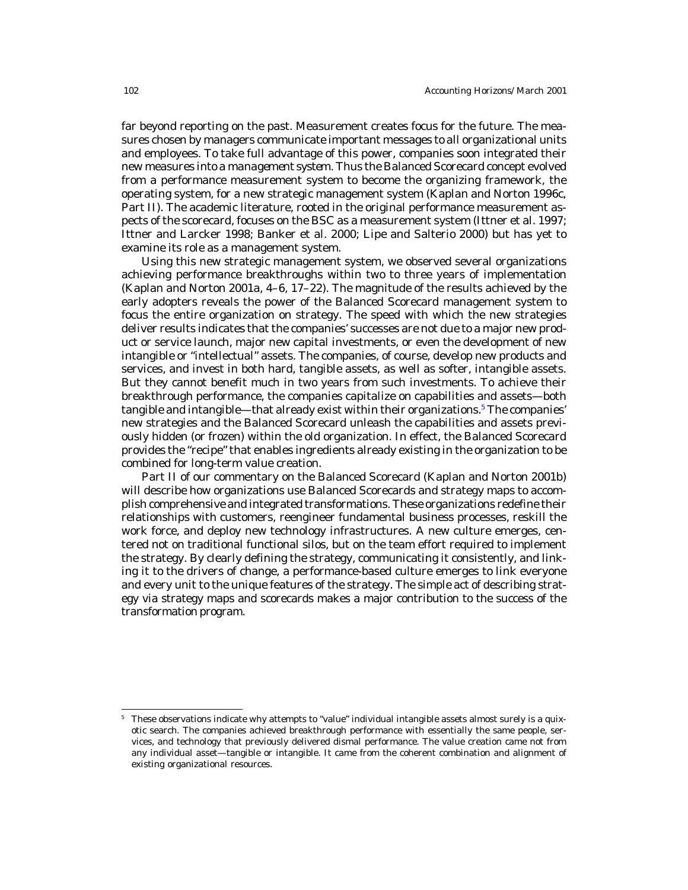far beyond reporting on the past. Measurement creates focus for the future. The measures chosen by managers communicate important messages to all organizational units and employees. To take full advantage of this power, companies soon integrated their new measures into a *management system*. Thus the Balanced Scorecard concept evolved from a performance measurement system to become the organizing framework, the operating system, for a new strategic management system (Kaplan and Norton 1996c, Part II). The academic literature, rooted in the original performance measurement aspects of the scorecard, focuses on the BSC as a measurement system (Ittner et al. 1997; Ittner and Larcker 1998; Banker et al. 2000; Lipe and Salterio 2000) but has yet to examine its role as a management system.

Using this new strategic management system, we observed several organizations achieving performance breakthroughs within two to three years of implementation (Kaplan and Norton 2001a, 4–6, 17–22). The magnitude of the results achieved by the early adopters reveals the power of the Balanced Scorecard management system to focus the entire organization on strategy. The speed with which the new strategies deliver results indicates that the companies' successes are not due to a major new product or service launch, major new capital investments, or even the development of new intangible or "intellectual" assets. The companies, of course, develop new products and services, and invest in both hard, tangible assets, as well as softer, intangible assets. But they cannot benefit much in two years from such investments. To achieve their breakthrough performance, the companies capitalize on capabilities and assets—both tangible and intangible—that already exist within their organizations.[5] The companies' new strategies and the Balanced Scorecard unleash the capabilities and assets previously hidden (or frozen) within the old organization. In effect, the Balanced Scorecard provides the "recipe" that enables ingredients already existing in the organization to be combined for long-term value creation.

Part II of our commentary on the Balanced Scorecard (Kaplan and Norton 2001b) will describe how organizations use Balanced Scorecards and strategy maps to accomplish comprehensive and integrated transformations. These organizations redefine their relationships with customers, reengineer fundamental business processes, reskill the work force, and deploy new technology infrastructures. A new culture emerges, centered not on traditional functional silos, but on the team effort required to implement the strategy. By clearly defining the strategy, communicating it consistently, and linking it to the drivers of change, a performance-based culture emerges to link everyone and every unit to the unique features of the strategy. The simple act of describing strategy via strategy maps and scorecards makes a major contribution to the success of the transformation program.

[5] These observations indicate why attempts to "value" individual intangible assets almost surely is a quixotic search. The companies achieved breakthrough performance with essentially the same people, services, and technology that previously delivered dismal performance. The value creation came not from any individual asset—tangible or intangible. It came from the coherent combination and alignment of existing organizational resources.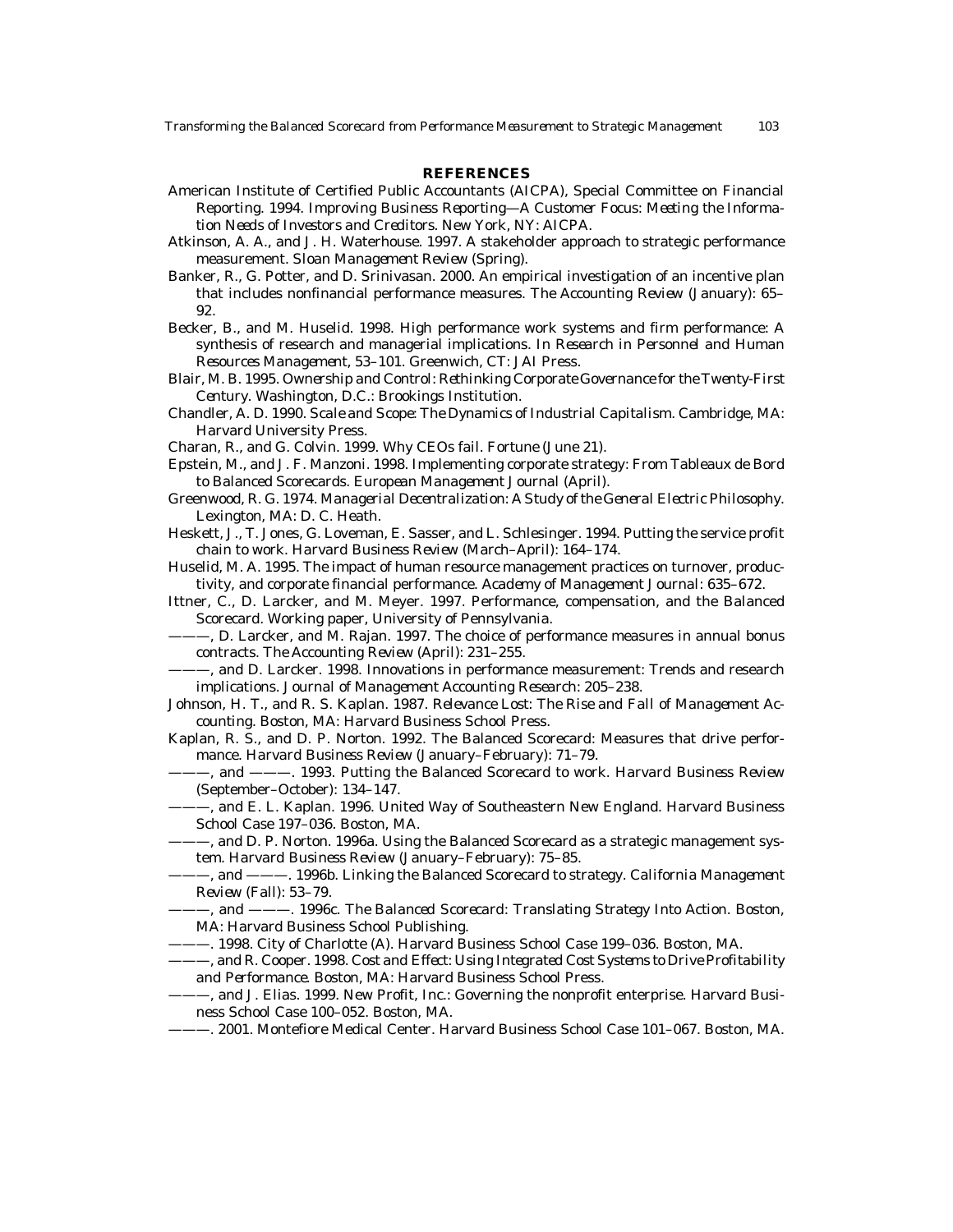## REFERENCES

American Institute of Certified Public Accountants (AICPA), Special Committee on Financial Reporting. 1994. *Improving Business Reporting—A Customer Focus: Meeting the Information Needs of Investors and Creditors*. New York, NY: AICPA.

Atkinson, A. A., and J. H. Waterhouse. 1997. A stakeholder approach to strategic performance measurement. *Sloan Management Review* (Spring).

Banker, R., G. Potter, and D. Srinivasan. 2000. An empirical investigation of an incentive plan that includes nonfinancial performance measures. *The Accounting Review* (January): 65–92.

Becker, B., and M. Huselid. 1998. High performance work systems and firm performance: A synthesis of research and managerial implications. In *Research in Personnel and Human Resources Management*, 53–101. Greenwich, CT: JAI Press.

Blair, M. B. 1995. *Ownership and Control: Rethinking Corporate Governance for the Twenty-First Century*. Washington, D.C.: Brookings Institution.

Chandler, A. D. 1990. *Scale and Scope: The Dynamics of Industrial Capitalism*. Cambridge, MA: Harvard University Press.

Charan, R., and G. Colvin. 1999. Why CEOs fail. *Fortune* (June 21).

Epstein, M., and J. F. Manzoni. 1998. Implementing corporate strategy: From Tableaux de Bord to Balanced Scorecards. *European Management Journal* (April).

Greenwood, R. G. 1974. *Managerial Decentralization: A Study of the General Electric Philosophy*. Lexington, MA: D. C. Heath.

Heskett, J., T. Jones, G. Loveman, E. Sasser, and L. Schlesinger. 1994. Putting the service profit chain to work. *Harvard Business Review* (March–April): 164–174.

Huselid, M. A. 1995. The impact of human resource management practices on turnover, productivity, and corporate financial performance. *Academy of Management Journal*: 635–672.

Ittner, C., D. Larcker, and M. Meyer. 1997. Performance, compensation, and the Balanced Scorecard. Working paper, University of Pennsylvania.

———, D. Larcker, and M. Rajan. 1997. The choice of performance measures in annual bonus contracts. *The Accounting Review* (April): 231–255.

———, and D. Larcker. 1998. Innovations in performance measurement: Trends and research implications. *Journal of Management Accounting Research*: 205–238.

Johnson, H. T., and R. S. Kaplan. 1987. *Relevance Lost: The Rise and Fall of Management Accounting*. Boston, MA: Harvard Business School Press.

Kaplan, R. S., and D. P. Norton. 1992. The Balanced Scorecard: Measures that drive performance. *Harvard Business Review* (January–February): 71–79.

———, and ———. 1993. Putting the Balanced Scorecard to work. *Harvard Business Review* (September–October): 134–147.

———, and E. L. Kaplan. 1996. United Way of Southeastern New England. Harvard Business School Case 197–036. Boston, MA.

———, and D. P. Norton. 1996a. Using the Balanced Scorecard as a strategic management system. *Harvard Business Review* (January–February): 75–85.

———, and ———. 1996b. Linking the Balanced Scorecard to strategy. *California Management Review* (Fall): 53–79.

———, and ———. 1996c. *The Balanced Scorecard: Translating Strategy Into Action*. Boston, MA: Harvard Business School Publishing.

———. 1998. City of Charlotte (A). Harvard Business School Case 199–036. Boston, MA.

———, and R. Cooper. 1998. *Cost and Effect: Using Integrated Cost Systems to Drive Profitability and Performance*. Boston, MA: Harvard Business School Press.

———, and J. Elias. 1999. New Profit, Inc.: Governing the nonprofit enterprise. Harvard Business School Case 100–052. Boston, MA.

———. 2001. Montefiore Medical Center. Harvard Business School Case 101–067. Boston, MA.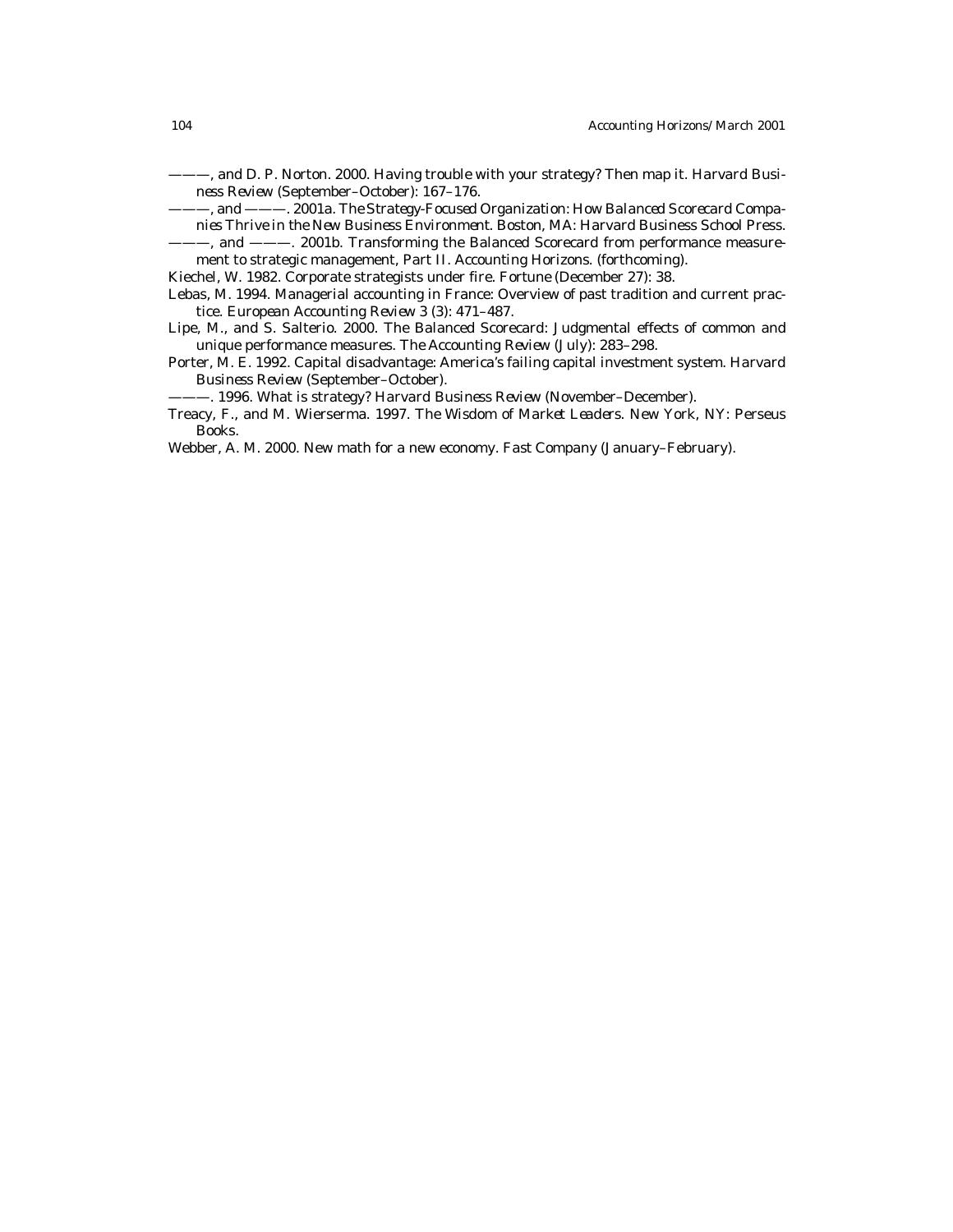———, and D. P. Norton. 2000. Having trouble with your strategy? Then map it. *Harvard Business Review* (September–October): 167–176.

———, and ———. 2001a. *The Strategy-Focused Organization: How Balanced Scorecard Companies Thrive in the New Business Environment*. Boston, MA: Harvard Business School Press.

———, and ———. 2001b. Transforming the Balanced Scorecard from performance measurement to strategic management, Part II. *Accounting Horizons*. (forthcoming).

Kiechel, W. 1982. Corporate strategists under fire. *Fortune* (December 27): 38.

Lebas, M. 1994. Managerial accounting in France: Overview of past tradition and current practice. *European Accounting Review* 3 (3): 471–487.

Lipe, M., and S. Salterio. 2000. The Balanced Scorecard: Judgmental effects of common and unique performance measures. *The Accounting Review* (July): 283–298.

Porter, M. E. 1992. Capital disadvantage: America's failing capital investment system. *Harvard Business Review* (September–October).

———. 1996. What is strategy? *Harvard Business Review* (November–December).

Treacy, F., and M. Wierserma. 1997. *The Wisdom of Market Leaders*. New York, NY: Perseus Books.

Webber, A. M. 2000. New math for a new economy. *Fast Company* (January–February).